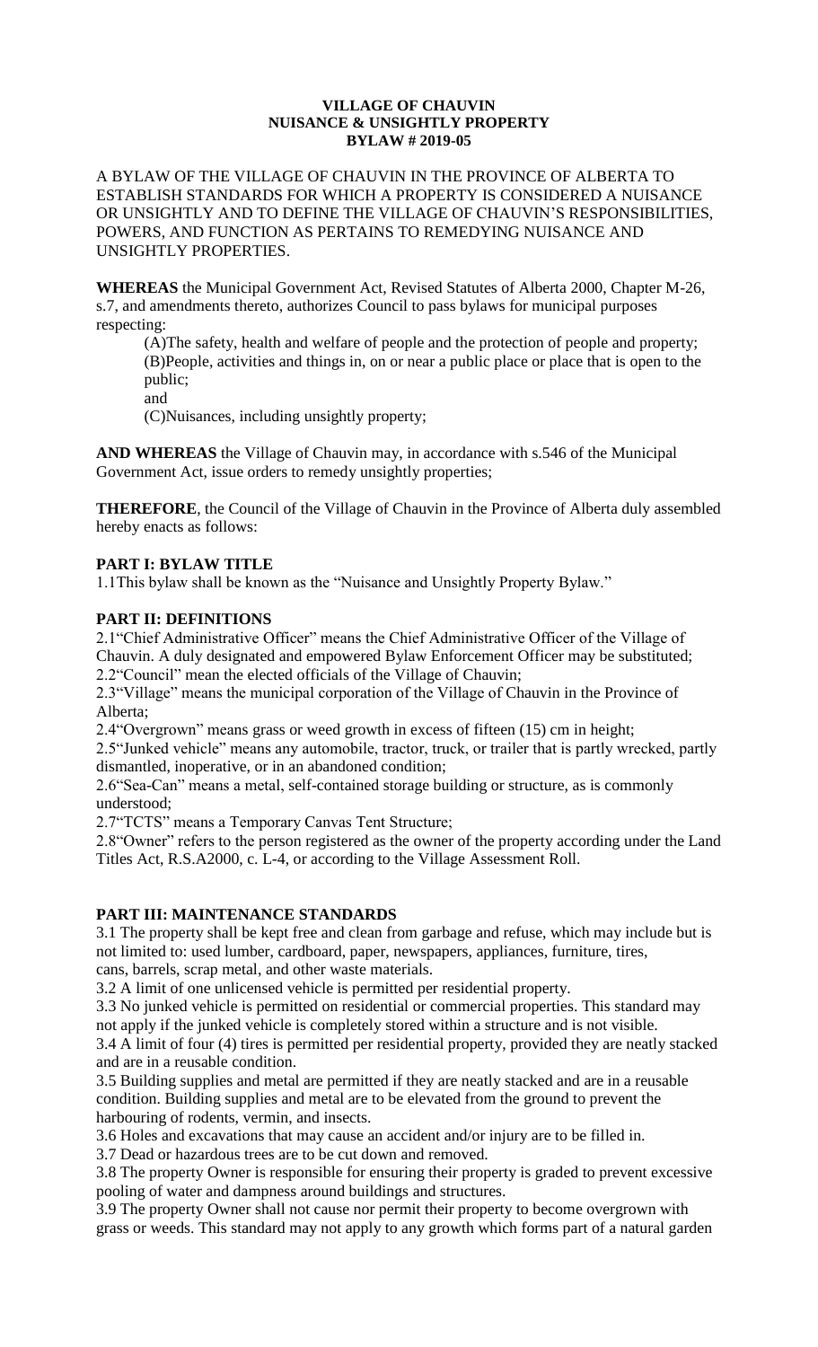# VILLAGE OF CHAUVIN
## NUISANCE & UNSIGHTLY PROPERTY
## BYLAW # 2019-05

A BYLAW OF THE VILLAGE OF CHAUVIN IN THE PROVINCE OF ALBERTA TO ESTABLISH STANDARDS FOR WHICH A PROPERTY IS CONSIDERED A NUISANCE OR UNSIGHTLY AND TO DEFINE THE VILLAGE OF CHAUVIN'S RESPONSIBILITIES, POWERS, AND FUNCTION AS PERTAINS TO REMEDYING NUISANCE AND UNSIGHTLY PROPERTIES.

**WHEREAS** the Municipal Government Act, Revised Statutes of Alberta 2000, Chapter M-26, s.7, and amendments thereto, authorizes Council to pass bylaws for municipal purposes respecting:

(A)The safety, health and welfare of people and the protection of people and property;
(B)People, activities and things in, on or near a public place or place that is open to the public;
and
(C)Nuisances, including unsightly property;

**AND WHEREAS** the Village of Chauvin may, in accordance with s.546 of the Municipal Government Act, issue orders to remedy unsightly properties;

**THEREFORE**, the Council of the Village of Chauvin in the Province of Alberta duly assembled hereby enacts as follows:

## PART I: BYLAW TITLE

1.1This bylaw shall be known as the "Nuisance and Unsightly Property Bylaw."

## PART II: DEFINITIONS

2.1"Chief Administrative Officer" means the Chief Administrative Officer of the Village of Chauvin. A duly designated and empowered Bylaw Enforcement Officer may be substituted;
2.2"Council" mean the elected officials of the Village of Chauvin;
2.3"Village" means the municipal corporation of the Village of Chauvin in the Province of Alberta;
2.4"Overgrown" means grass or weed growth in excess of fifteen (15) cm in height;
2.5"Junked vehicle" means any automobile, tractor, truck, or trailer that is partly wrecked, partly dismantled, inoperative, or in an abandoned condition;
2.6"Sea-Can" means a metal, self-contained storage building or structure, as is commonly understood;
2.7"TCTS" means a Temporary Canvas Tent Structure;
2.8"Owner" refers to the person registered as the owner of the property according under the Land Titles Act, R.S.A2000, c. L-4, or according to the Village Assessment Roll.

## PART III: MAINTENANCE STANDARDS

3.1 The property shall be kept free and clean from garbage and refuse, which may include but is not limited to: used lumber, cardboard, paper, newspapers, appliances, furniture, tires, cans, barrels, scrap metal, and other waste materials.
3.2 A limit of one unlicensed vehicle is permitted per residential property.
3.3 No junked vehicle is permitted on residential or commercial properties. This standard may not apply if the junked vehicle is completely stored within a structure and is not visible.
3.4 A limit of four (4) tires is permitted per residential property, provided they are neatly stacked and are in a reusable condition.
3.5 Building supplies and metal are permitted if they are neatly stacked and are in a reusable condition. Building supplies and metal are to be elevated from the ground to prevent the harbouring of rodents, vermin, and insects.
3.6 Holes and excavations that may cause an accident and/or injury are to be filled in.
3.7 Dead or hazardous trees are to be cut down and removed.
3.8 The property Owner is responsible for ensuring their property is graded to prevent excessive pooling of water and dampness around buildings and structures.
3.9 The property Owner shall not cause nor permit their property to become overgrown with grass or weeds. This standard may not apply to any growth which forms part of a natural garden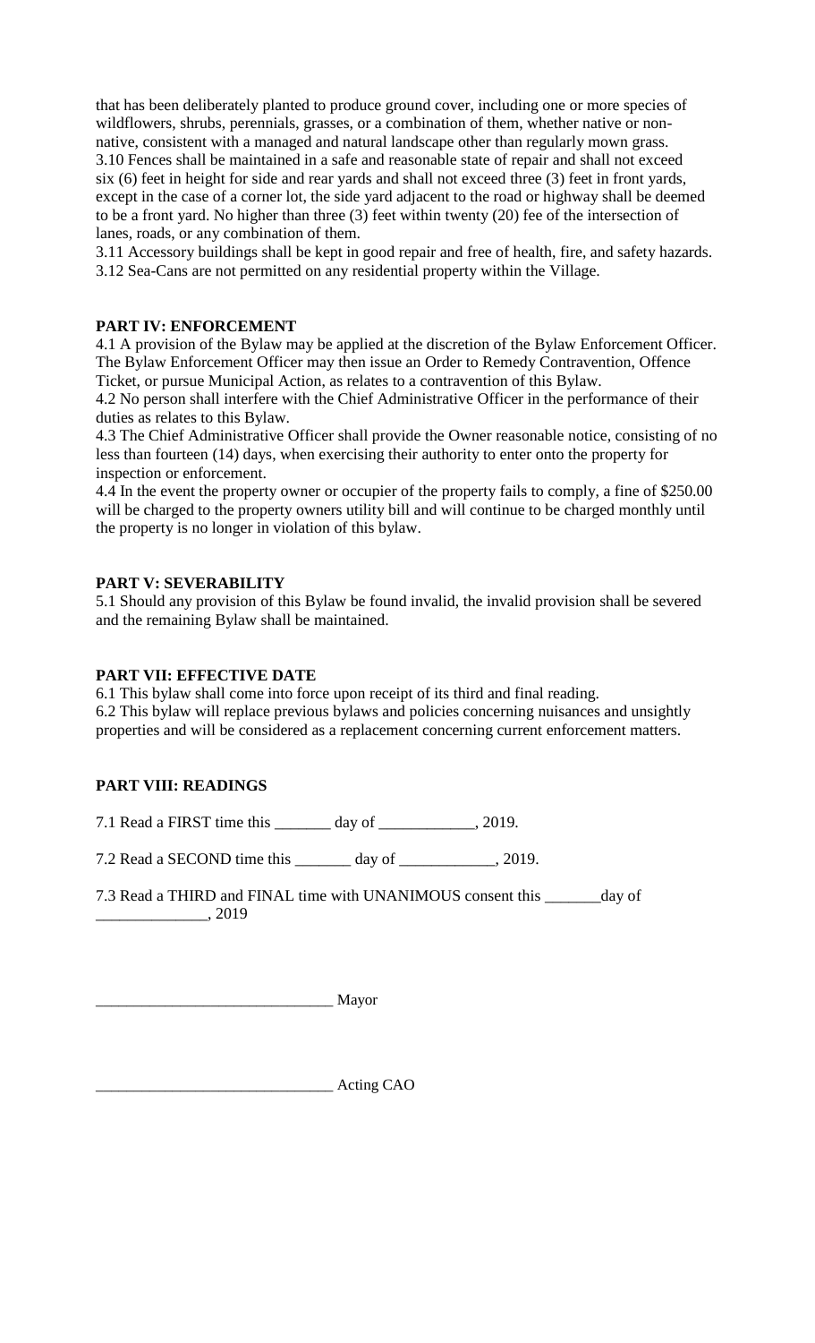that has been deliberately planted to produce ground cover, including one or more species of wildflowers, shrubs, perennials, grasses, or a combination of them, whether native or non-native, consistent with a managed and natural landscape other than regularly mown grass.

3.10 Fences shall be maintained in a safe and reasonable state of repair and shall not exceed six (6) feet in height for side and rear yards and shall not exceed three (3) feet in front yards, except in the case of a corner lot, the side yard adjacent to the road or highway shall be deemed to be a front yard. No higher than three (3) feet within twenty (20) fee of the intersection of lanes, roads, or any combination of them.

3.11 Accessory buildings shall be kept in good repair and free of health, fire, and safety hazards.

3.12 Sea-Cans are not permitted on any residential property within the Village.

**PART IV: ENFORCEMENT**

4.1 A provision of the Bylaw may be applied at the discretion of the Bylaw Enforcement Officer. The Bylaw Enforcement Officer may then issue an Order to Remedy Contravention, Offence Ticket, or pursue Municipal Action, as relates to a contravention of this Bylaw.

4.2 No person shall interfere with the Chief Administrative Officer in the performance of their duties as relates to this Bylaw.

4.3 The Chief Administrative Officer shall provide the Owner reasonable notice, consisting of no less than fourteen (14) days, when exercising their authority to enter onto the property for inspection or enforcement.

4.4 In the event the property owner or occupier of the property fails to comply, a fine of $250.00 will be charged to the property owners utility bill and will continue to be charged monthly until the property is no longer in violation of this bylaw.

**PART V: SEVERABILITY**

5.1 Should any provision of this Bylaw be found invalid, the invalid provision shall be severed and the remaining Bylaw shall be maintained.

**PART VII: EFFECTIVE DATE**

6.1 This bylaw shall come into force upon receipt of its third and final reading.

6.2 This bylaw will replace previous bylaws and policies concerning nuisances and unsightly properties and will be considered as a replacement concerning current enforcement matters.

**PART VIII: READINGS**

7.1 Read a FIRST time this _______ day of ____________, 2019.

7.2 Read a SECOND time this _______ day of ____________, 2019.

7.3 Read a THIRD and FINAL time with UNANIMOUS consent this _______day of ______________, 2019

______________________________ Mayor

______________________________ Acting CAO